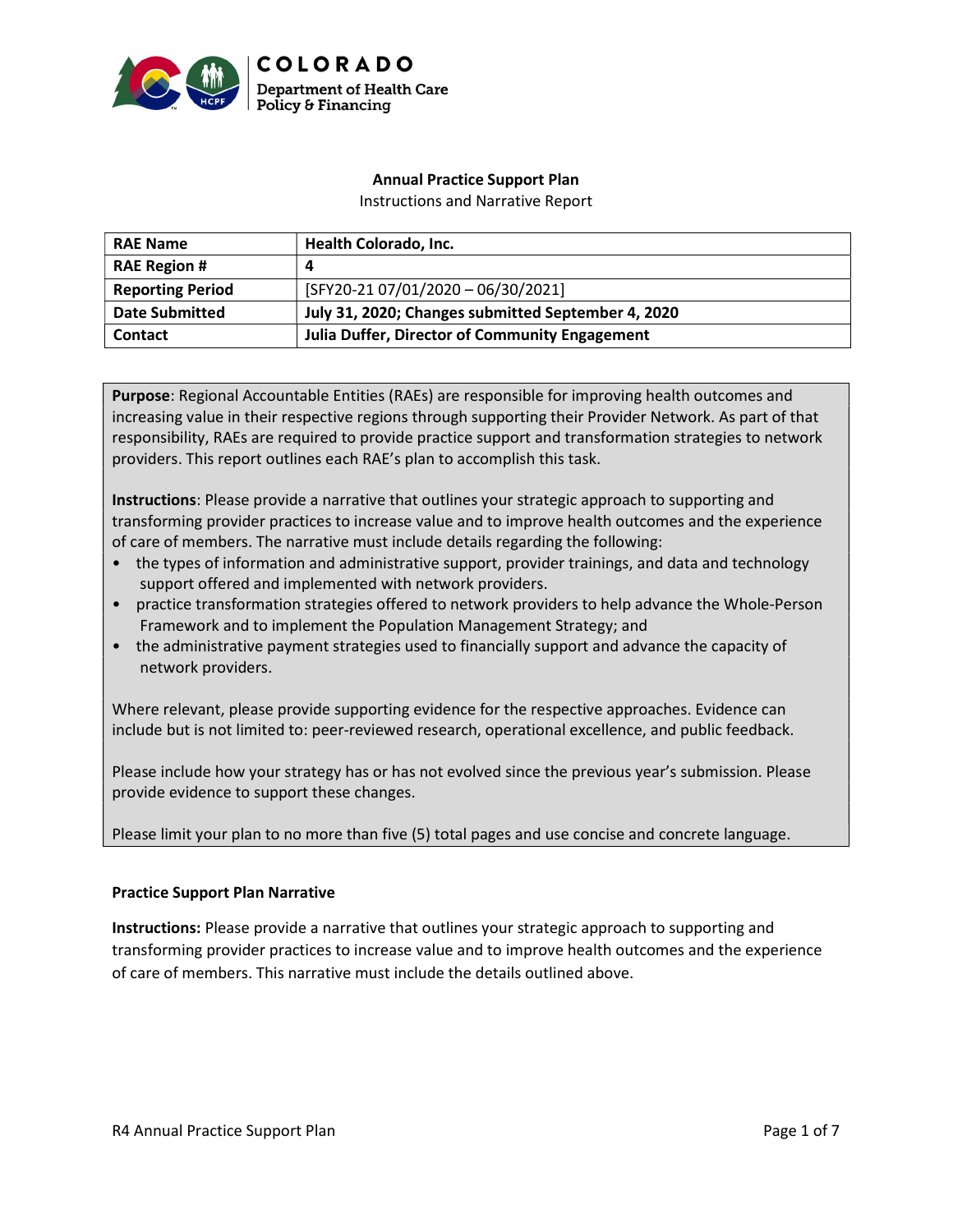COLORADO
Department of Health Care Policy & Financing

**Annual Practice Support Plan**

Instructions and Narrative Report

| **RAE Name** | **Health Colorado, Inc.** |
|---|---|
| **RAE Region #** | **4** |
| **Reporting Period** | [SFY20-21 07/01/2020 – 06/30/2021] |
| **Date Submitted** | **July 31, 2020; Changes submitted September 4, 2020** |
| **Contact** | **Julia Duffer, Director of Community Engagement** |

**Purpose**: Regional Accountable Entities (RAEs) are responsible for improving health outcomes and increasing value in their respective regions through supporting their Provider Network. As part of that responsibility, RAEs are required to provide practice support and transformation strategies to network providers. This report outlines each RAE's plan to accomplish this task.

**Instructions**: Please provide a narrative that outlines your strategic approach to supporting and transforming provider practices to increase value and to improve health outcomes and the experience of care of members. The narrative must include details regarding the following:

- the types of information and administrative support, provider trainings, and data and technology support offered and implemented with network providers.
- practice transformation strategies offered to network providers to help advance the Whole-Person Framework and to implement the Population Management Strategy; and
- the administrative payment strategies used to financially support and advance the capacity of network providers.

Where relevant, please provide supporting evidence for the respective approaches. Evidence can include but is not limited to: peer-reviewed research, operational excellence, and public feedback.

Please include how your strategy has or has not evolved since the previous year's submission. Please provide evidence to support these changes.

Please limit your plan to no more than five (5) total pages and use concise and concrete language.

**Practice Support Plan Narrative**

**Instructions:** Please provide a narrative that outlines your strategic approach to supporting and transforming provider practices to increase value and to improve health outcomes and the experience of care of members. This narrative must include the details outlined above.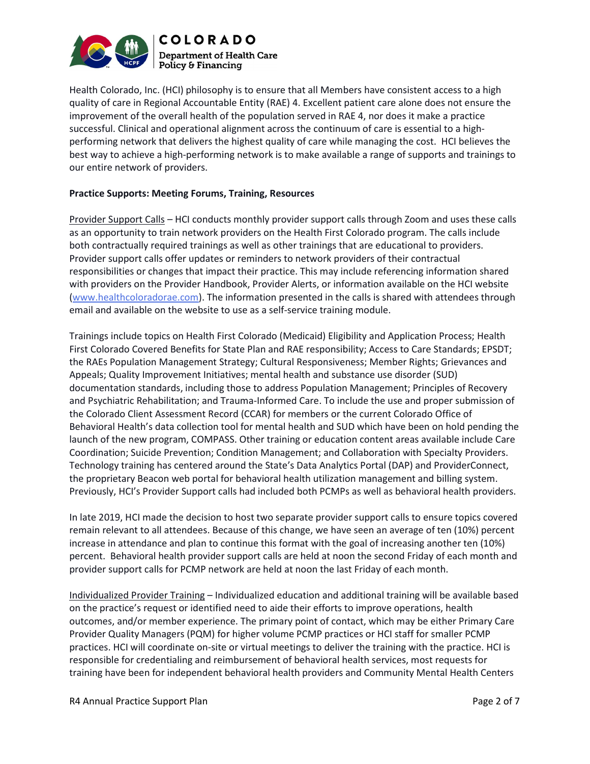Health Colorado, Inc. (HCI) philosophy is to ensure that all Members have consistent access to a high quality of care in Regional Accountable Entity (RAE) 4. Excellent patient care alone does not ensure the improvement of the overall health of the population served in RAE 4, nor does it make a practice successful. Clinical and operational alignment across the continuum of care is essential to a high-performing network that delivers the highest quality of care while managing the cost. HCI believes the best way to achieve a high-performing network is to make available a range of supports and trainings to our entire network of providers.

**Practice Supports: Meeting Forums, Training, Resources**

Provider Support Calls – HCI conducts monthly provider support calls through Zoom and uses these calls as an opportunity to train network providers on the Health First Colorado program. The calls include both contractually required trainings as well as other trainings that are educational to providers. Provider support calls offer updates or reminders to network providers of their contractual responsibilities or changes that impact their practice. This may include referencing information shared with providers on the Provider Handbook, Provider Alerts, or information available on the HCI website (www.healthcoloradorae.com). The information presented in the calls is shared with attendees through email and available on the website to use as a self-service training module.

Trainings include topics on Health First Colorado (Medicaid) Eligibility and Application Process; Health First Colorado Covered Benefits for State Plan and RAE responsibility; Access to Care Standards; EPSDT; the RAEs Population Management Strategy; Cultural Responsiveness; Member Rights; Grievances and Appeals; Quality Improvement Initiatives; mental health and substance use disorder (SUD) documentation standards, including those to address Population Management; Principles of Recovery and Psychiatric Rehabilitation; and Trauma-Informed Care. To include the use and proper submission of the Colorado Client Assessment Record (CCAR) for members or the current Colorado Office of Behavioral Health's data collection tool for mental health and SUD which have been on hold pending the launch of the new program, COMPASS. Other training or education content areas available include Care Coordination; Suicide Prevention; Condition Management; and Collaboration with Specialty Providers. Technology training has centered around the State's Data Analytics Portal (DAP) and ProviderConnect, the proprietary Beacon web portal for behavioral health utilization management and billing system. Previously, HCI's Provider Support calls had included both PCMPs as well as behavioral health providers.

In late 2019, HCI made the decision to host two separate provider support calls to ensure topics covered remain relevant to all attendees. Because of this change, we have seen an average of ten (10%) percent increase in attendance and plan to continue this format with the goal of increasing another ten (10%) percent. Behavioral health provider support calls are held at noon the second Friday of each month and provider support calls for PCMP network are held at noon the last Friday of each month.

Individualized Provider Training – Individualized education and additional training will be available based on the practice's request or identified need to aide their efforts to improve operations, health outcomes, and/or member experience. The primary point of contact, which may be either Primary Care Provider Quality Managers (PQM) for higher volume PCMP practices or HCI staff for smaller PCMP practices. HCI will coordinate on-site or virtual meetings to deliver the training with the practice. HCI is responsible for credentialing and reimbursement of behavioral health services, most requests for training have been for independent behavioral health providers and Community Mental Health Centers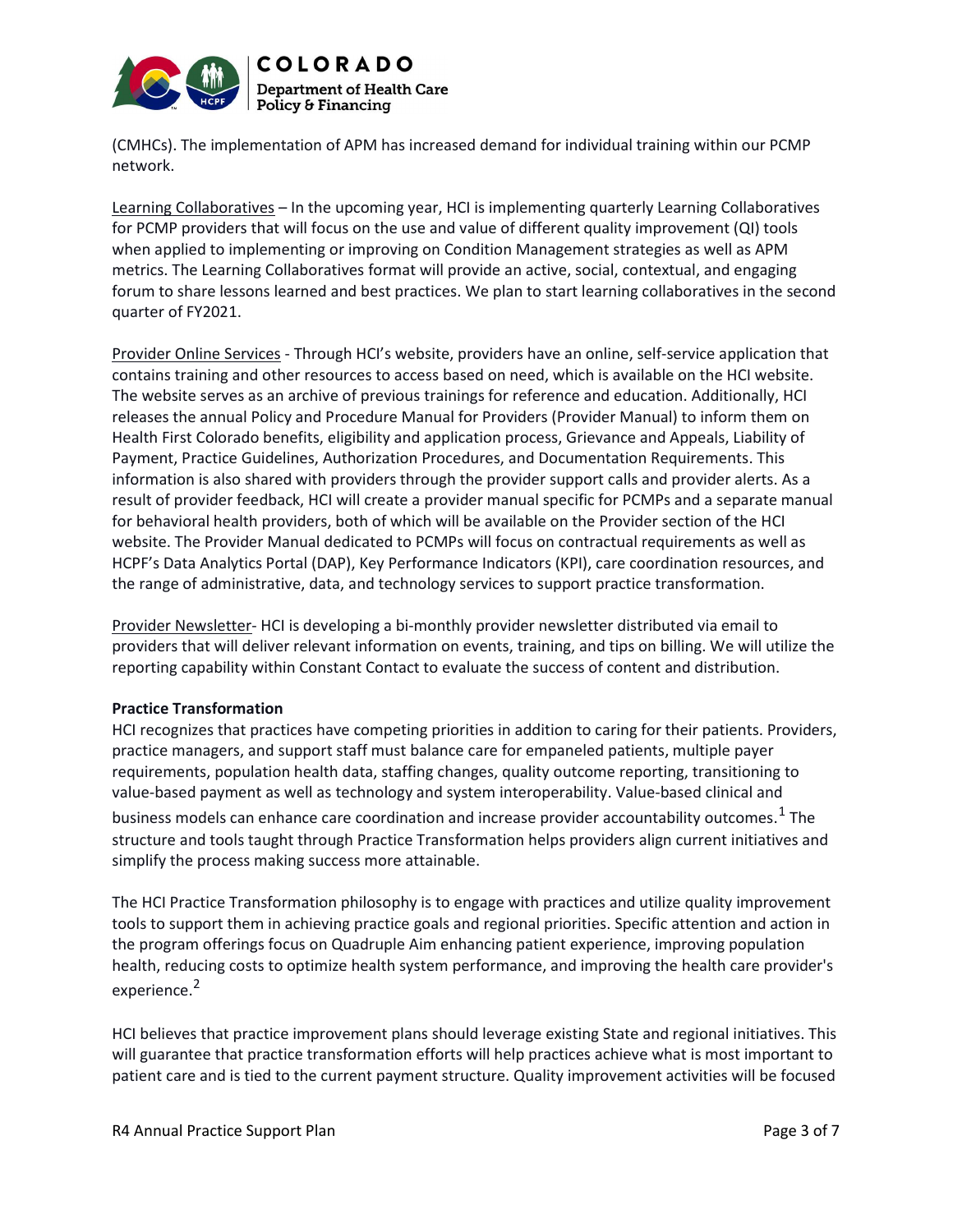(CMHCs). The implementation of APM has increased demand for individual training within our PCMP network.

Learning Collaboratives – In the upcoming year, HCI is implementing quarterly Learning Collaboratives for PCMP providers that will focus on the use and value of different quality improvement (QI) tools when applied to implementing or improving on Condition Management strategies as well as APM metrics. The Learning Collaboratives format will provide an active, social, contextual, and engaging forum to share lessons learned and best practices. We plan to start learning collaboratives in the second quarter of FY2021.

Provider Online Services - Through HCI's website, providers have an online, self-service application that contains training and other resources to access based on need, which is available on the HCI website. The website serves as an archive of previous trainings for reference and education. Additionally, HCI releases the annual Policy and Procedure Manual for Providers (Provider Manual) to inform them on Health First Colorado benefits, eligibility and application process, Grievance and Appeals, Liability of Payment, Practice Guidelines, Authorization Procedures, and Documentation Requirements. This information is also shared with providers through the provider support calls and provider alerts. As a result of provider feedback, HCI will create a provider manual specific for PCMPs and a separate manual for behavioral health providers, both of which will be available on the Provider section of the HCI website. The Provider Manual dedicated to PCMPs will focus on contractual requirements as well as HCPF's Data Analytics Portal (DAP), Key Performance Indicators (KPI), care coordination resources, and the range of administrative, data, and technology services to support practice transformation.

Provider Newsletter- HCI is developing a bi-monthly provider newsletter distributed via email to providers that will deliver relevant information on events, training, and tips on billing. We will utilize the reporting capability within Constant Contact to evaluate the success of content and distribution.

**Practice Transformation**

HCI recognizes that practices have competing priorities in addition to caring for their patients. Providers, practice managers, and support staff must balance care for empaneled patients, multiple payer requirements, population health data, staffing changes, quality outcome reporting, transitioning to value-based payment as well as technology and system interoperability. Value-based clinical and business models can enhance care coordination and increase provider accountability outcomes.[1] The structure and tools taught through Practice Transformation helps providers align current initiatives and simplify the process making success more attainable.

The HCI Practice Transformation philosophy is to engage with practices and utilize quality improvement tools to support them in achieving practice goals and regional priorities. Specific attention and action in the program offerings focus on Quadruple Aim enhancing patient experience, improving population health, reducing costs to optimize health system performance, and improving the health care provider's experience.[2]

HCI believes that practice improvement plans should leverage existing State and regional initiatives. This will guarantee that practice transformation efforts will help practices achieve what is most important to patient care and is tied to the current payment structure. Quality improvement activities will be focused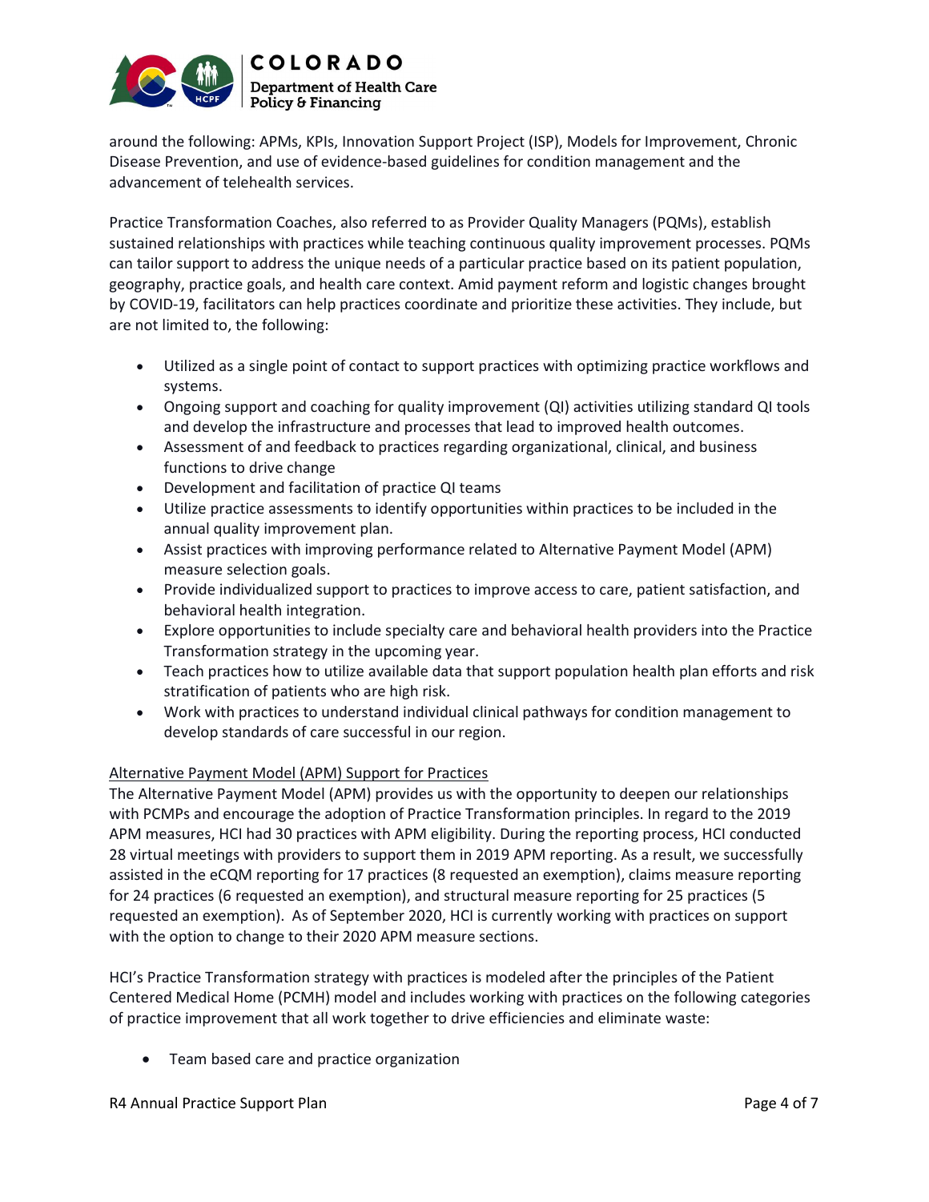around the following: APMs, KPIs, Innovation Support Project (ISP), Models for Improvement, Chronic Disease Prevention, and use of evidence-based guidelines for condition management and the advancement of telehealth services.

Practice Transformation Coaches, also referred to as Provider Quality Managers (PQMs), establish sustained relationships with practices while teaching continuous quality improvement processes. PQMs can tailor support to address the unique needs of a particular practice based on its patient population, geography, practice goals, and health care context. Amid payment reform and logistic changes brought by COVID-19, facilitators can help practices coordinate and prioritize these activities. They include, but are not limited to, the following:

- Utilized as a single point of contact to support practices with optimizing practice workflows and systems.
- Ongoing support and coaching for quality improvement (QI) activities utilizing standard QI tools and develop the infrastructure and processes that lead to improved health outcomes.
- Assessment of and feedback to practices regarding organizational, clinical, and business functions to drive change
- Development and facilitation of practice QI teams
- Utilize practice assessments to identify opportunities within practices to be included in the annual quality improvement plan.
- Assist practices with improving performance related to Alternative Payment Model (APM) measure selection goals.
- Provide individualized support to practices to improve access to care, patient satisfaction, and behavioral health integration.
- Explore opportunities to include specialty care and behavioral health providers into the Practice Transformation strategy in the upcoming year.
- Teach practices how to utilize available data that support population health plan efforts and risk stratification of patients who are high risk.
- Work with practices to understand individual clinical pathways for condition management to develop standards of care successful in our region.

<u>Alternative Payment Model (APM) Support for Practices</u>

The Alternative Payment Model (APM) provides us with the opportunity to deepen our relationships with PCMPs and encourage the adoption of Practice Transformation principles. In regard to the 2019 APM measures, HCI had 30 practices with APM eligibility. During the reporting process, HCI conducted 28 virtual meetings with providers to support them in 2019 APM reporting. As a result, we successfully assisted in the eCQM reporting for 17 practices (8 requested an exemption), claims measure reporting for 24 practices (6 requested an exemption), and structural measure reporting for 25 practices (5 requested an exemption). As of September 2020, HCI is currently working with practices on support with the option to change to their 2020 APM measure sections.

HCI's Practice Transformation strategy with practices is modeled after the principles of the Patient Centered Medical Home (PCMH) model and includes working with practices on the following categories of practice improvement that all work together to drive efficiencies and eliminate waste:

- Team based care and practice organization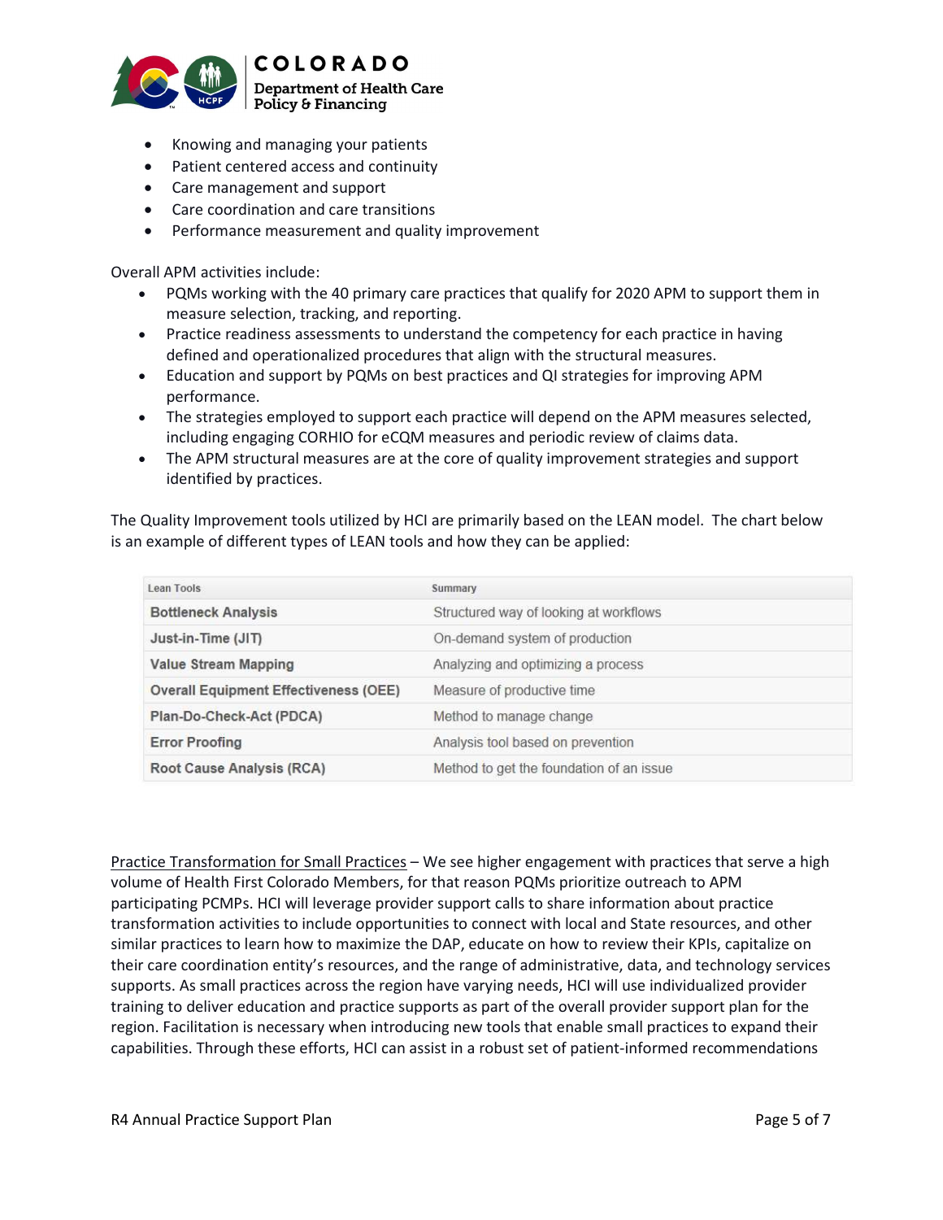- Knowing and managing your patients
- Patient centered access and continuity
- Care management and support
- Care coordination and care transitions
- Performance measurement and quality improvement

Overall APM activities include:

- PQMs working with the 40 primary care practices that qualify for 2020 APM to support them in measure selection, tracking, and reporting.
- Practice readiness assessments to understand the competency for each practice in having defined and operationalized procedures that align with the structural measures.
- Education and support by PQMs on best practices and QI strategies for improving APM performance.
- The strategies employed to support each practice will depend on the APM measures selected, including engaging CORHIO for eCQM measures and periodic review of claims data.
- The APM structural measures are at the core of quality improvement strategies and support identified by practices.

The Quality Improvement tools utilized by HCI are primarily based on the LEAN model. The chart below is an example of different types of LEAN tools and how they can be applied:

| Lean Tools | Summary |
|---|---|
| **Bottleneck Analysis** | Structured way of looking at workflows |
| **Just-in-Time (JIT)** | On-demand system of production |
| **Value Stream Mapping** | Analyzing and optimizing a process |
| **Overall Equipment Effectiveness (OEE)** | Measure of productive time |
| **Plan-Do-Check-Act (PDCA)** | Method to manage change |
| **Error Proofing** | Analysis tool based on prevention |
| **Root Cause Analysis (RCA)** | Method to get the foundation of an issue |

<u>Practice Transformation for Small Practices</u> – We see higher engagement with practices that serve a high volume of Health First Colorado Members, for that reason PQMs prioritize outreach to APM participating PCMPs. HCI will leverage provider support calls to share information about practice transformation activities to include opportunities to connect with local and State resources, and other similar practices to learn how to maximize the DAP, educate on how to review their KPIs, capitalize on their care coordination entity's resources, and the range of administrative, data, and technology services supports. As small practices across the region have varying needs, HCI will use individualized provider training to deliver education and practice supports as part of the overall provider support plan for the region. Facilitation is necessary when introducing new tools that enable small practices to expand their capabilities. Through these efforts, HCI can assist in a robust set of patient-informed recommendations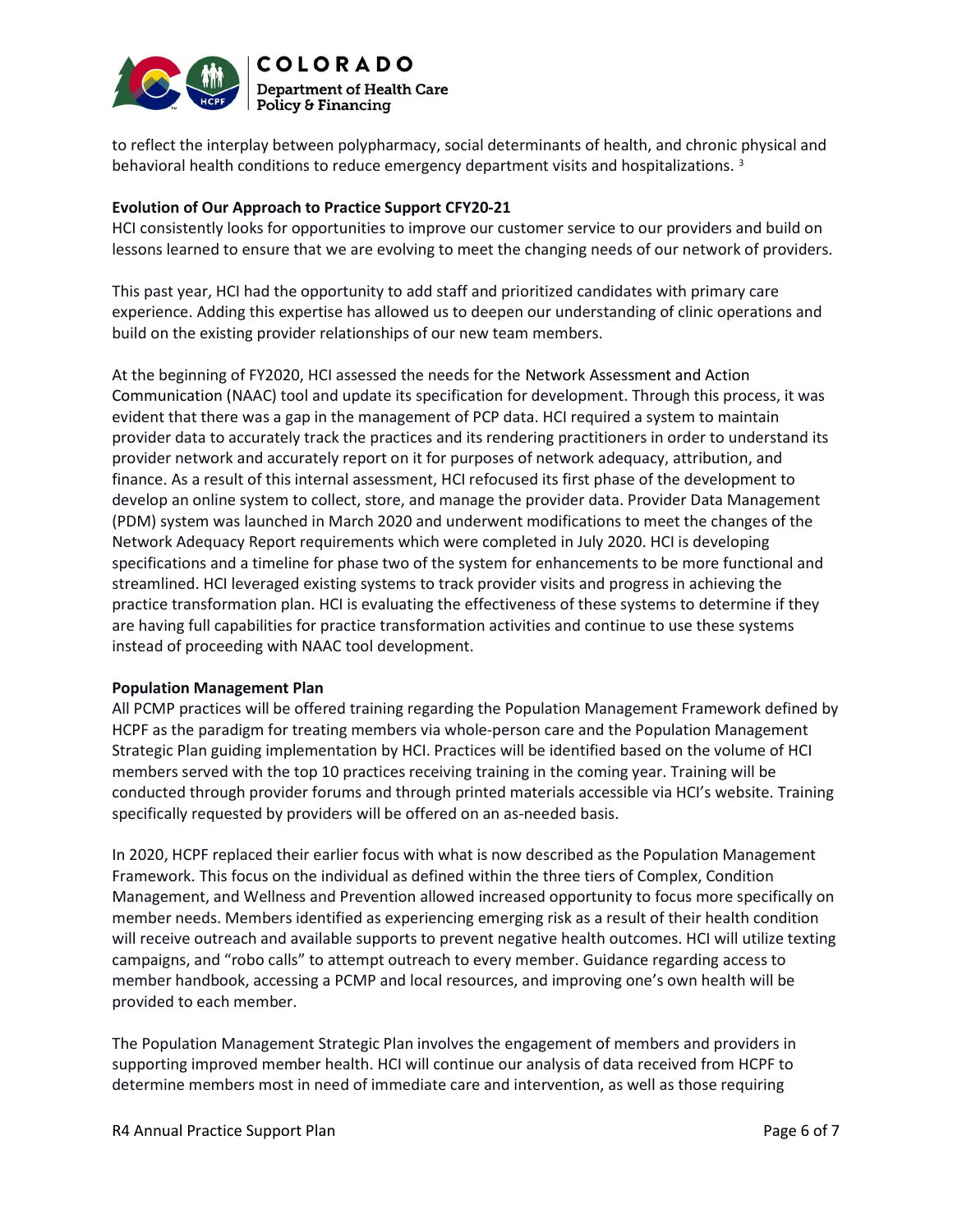to reflect the interplay between polypharmacy, social determinants of health, and chronic physical and behavioral health conditions to reduce emergency department visits and hospitalizations. [3]

**Evolution of Our Approach to Practice Support CFY20-21**

HCI consistently looks for opportunities to improve our customer service to our providers and build on lessons learned to ensure that we are evolving to meet the changing needs of our network of providers.

This past year, HCI had the opportunity to add staff and prioritized candidates with primary care experience. Adding this expertise has allowed us to deepen our understanding of clinic operations and build on the existing provider relationships of our new team members.

At the beginning of FY2020, HCI assessed the needs for the Network Assessment and Action Communication (NAAC) tool and update its specification for development. Through this process, it was evident that there was a gap in the management of PCP data. HCI required a system to maintain provider data to accurately track the practices and its rendering practitioners in order to understand its provider network and accurately report on it for purposes of network adequacy, attribution, and finance. As a result of this internal assessment, HCI refocused its first phase of the development to develop an online system to collect, store, and manage the provider data. Provider Data Management (PDM) system was launched in March 2020 and underwent modifications to meet the changes of the Network Adequacy Report requirements which were completed in July 2020. HCI is developing specifications and a timeline for phase two of the system for enhancements to be more functional and streamlined. HCI leveraged existing systems to track provider visits and progress in achieving the practice transformation plan. HCI is evaluating the effectiveness of these systems to determine if they are having full capabilities for practice transformation activities and continue to use these systems instead of proceeding with NAAC tool development.

**Population Management Plan**

All PCMP practices will be offered training regarding the Population Management Framework defined by HCPF as the paradigm for treating members via whole-person care and the Population Management Strategic Plan guiding implementation by HCI. Practices will be identified based on the volume of HCI members served with the top 10 practices receiving training in the coming year. Training will be conducted through provider forums and through printed materials accessible via HCI's website. Training specifically requested by providers will be offered on an as-needed basis.

In 2020, HCPF replaced their earlier focus with what is now described as the Population Management Framework. This focus on the individual as defined within the three tiers of Complex, Condition Management, and Wellness and Prevention allowed increased opportunity to focus more specifically on member needs. Members identified as experiencing emerging risk as a result of their health condition will receive outreach and available supports to prevent negative health outcomes. HCI will utilize texting campaigns, and "robo calls" to attempt outreach to every member. Guidance regarding access to member handbook, accessing a PCMP and local resources, and improving one's own health will be provided to each member.

The Population Management Strategic Plan involves the engagement of members and providers in supporting improved member health. HCI will continue our analysis of data received from HCPF to determine members most in need of immediate care and intervention, as well as those requiring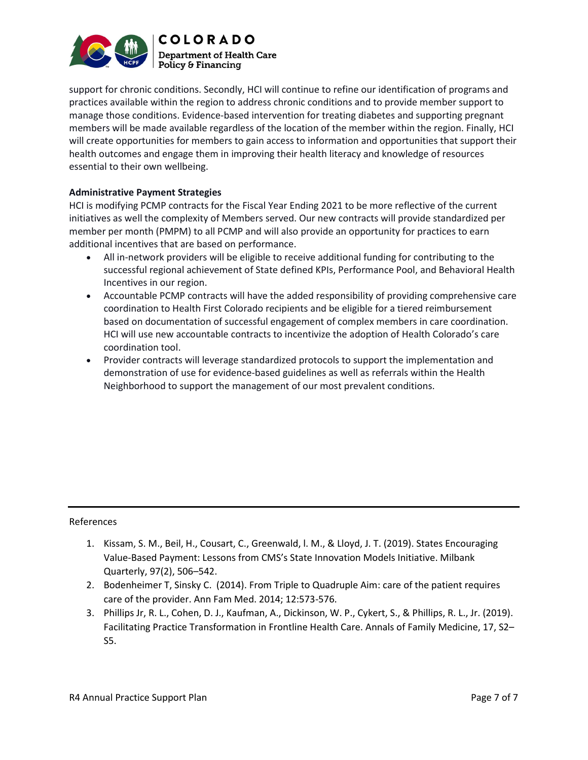support for chronic conditions. Secondly, HCI will continue to refine our identification of programs and practices available within the region to address chronic conditions and to provide member support to manage those conditions. Evidence-based intervention for treating diabetes and supporting pregnant members will be made available regardless of the location of the member within the region. Finally, HCI will create opportunities for members to gain access to information and opportunities that support their health outcomes and engage them in improving their health literacy and knowledge of resources essential to their own wellbeing.

**Administrative Payment Strategies**

HCI is modifying PCMP contracts for the Fiscal Year Ending 2021 to be more reflective of the current initiatives as well the complexity of Members served. Our new contracts will provide standardized per member per month (PMPM) to all PCMP and will also provide an opportunity for practices to earn additional incentives that are based on performance.

- All in-network providers will be eligible to receive additional funding for contributing to the successful regional achievement of State defined KPIs, Performance Pool, and Behavioral Health Incentives in our region.
- Accountable PCMP contracts will have the added responsibility of providing comprehensive care coordination to Health First Colorado recipients and be eligible for a tiered reimbursement based on documentation of successful engagement of complex members in care coordination. HCI will use new accountable contracts to incentivize the adoption of Health Colorado's care coordination tool.
- Provider contracts will leverage standardized protocols to support the implementation and demonstration of use for evidence-based guidelines as well as referrals within the Health Neighborhood to support the management of our most prevalent conditions.

---

References

1. Kissam, S. M., Beil, H., Cousart, C., Greenwald, l. M., & Lloyd, J. T. (2019). States Encouraging Value-Based Payment: Lessons from CMS's State Innovation Models Initiative. Milbank Quarterly, 97(2), 506–542.
2. Bodenheimer T, Sinsky C. (2014). From Triple to Quadruple Aim: care of the patient requires care of the provider. Ann Fam Med. 2014; 12:573-576.
3. Phillips Jr, R. L., Cohen, D. J., Kaufman, A., Dickinson, W. P., Cykert, S., & Phillips, R. L., Jr. (2019). Facilitating Practice Transformation in Frontline Health Care. Annals of Family Medicine, 17, S2–S5.